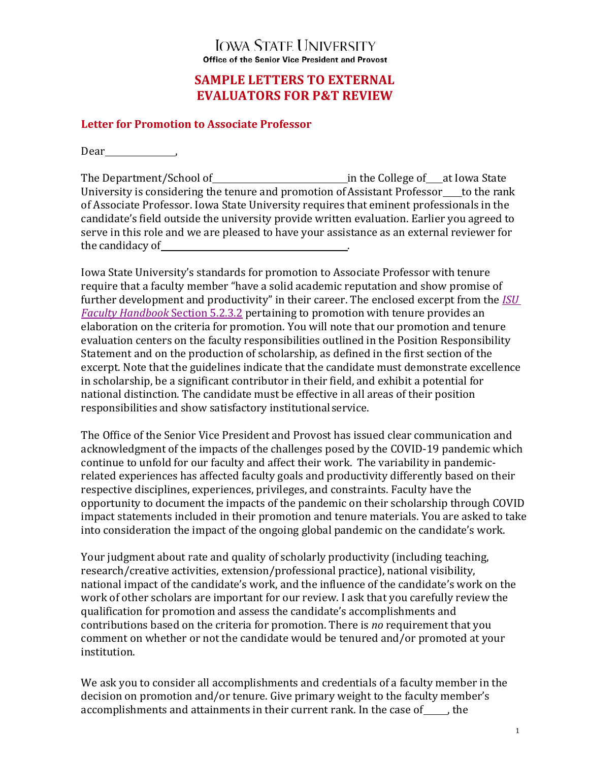IOWA STATE UNIVERSITY
**Office of the Senior Vice President and Provost**

# SAMPLE LETTERS TO EXTERNAL EVALUATORS FOR P&T REVIEW

## Letter for Promotion to Associate Professor

Dear ______________,

The Department/School of __________________________ in the College of ___ at Iowa State University is considering the tenure and promotion of Assistant Professor ____ to the rank of Associate Professor. Iowa State University requires that eminent professionals in the candidate's field outside the university provide written evaluation. Earlier you agreed to serve in this role and we are pleased to have your assistance as an external reviewer for the candidacy of ______________________________________.

Iowa State University's standards for promotion to Associate Professor with tenure require that a faculty member "have a solid academic reputation and show promise of further development and productivity" in their career. The enclosed excerpt from the *ISU Faculty Handbook* Section 5.2.3.2 pertaining to promotion with tenure provides an elaboration on the criteria for promotion. You will note that our promotion and tenure evaluation centers on the faculty responsibilities outlined in the Position Responsibility Statement and on the production of scholarship, as defined in the first section of the excerpt. Note that the guidelines indicate that the candidate must demonstrate excellence in scholarship, be a significant contributor in their field, and exhibit a potential for national distinction. The candidate must be effective in all areas of their position responsibilities and show satisfactory institutional service.

The Office of the Senior Vice President and Provost has issued clear communication and acknowledgment of the impacts of the challenges posed by the COVID-19 pandemic which continue to unfold for our faculty and affect their work. The variability in pandemic-related experiences has affected faculty goals and productivity differently based on their respective disciplines, experiences, privileges, and constraints. Faculty have the opportunity to document the impacts of the pandemic on their scholarship through COVID impact statements included in their promotion and tenure materials. You are asked to take into consideration the impact of the ongoing global pandemic on the candidate's work.

Your judgment about rate and quality of scholarly productivity (including teaching, research/creative activities, extension/professional practice), national visibility, national impact of the candidate's work, and the influence of the candidate's work on the work of other scholars are important for our review. I ask that you carefully review the qualification for promotion and assess the candidate's accomplishments and contributions based on the criteria for promotion. There is *no* requirement that you comment on whether or not the candidate would be tenured and/or promoted at your institution.

We ask you to consider all accomplishments and credentials of a faculty member in the decision on promotion and/or tenure. Give primary weight to the faculty member's accomplishments and attainments in their current rank. In the case of _____, the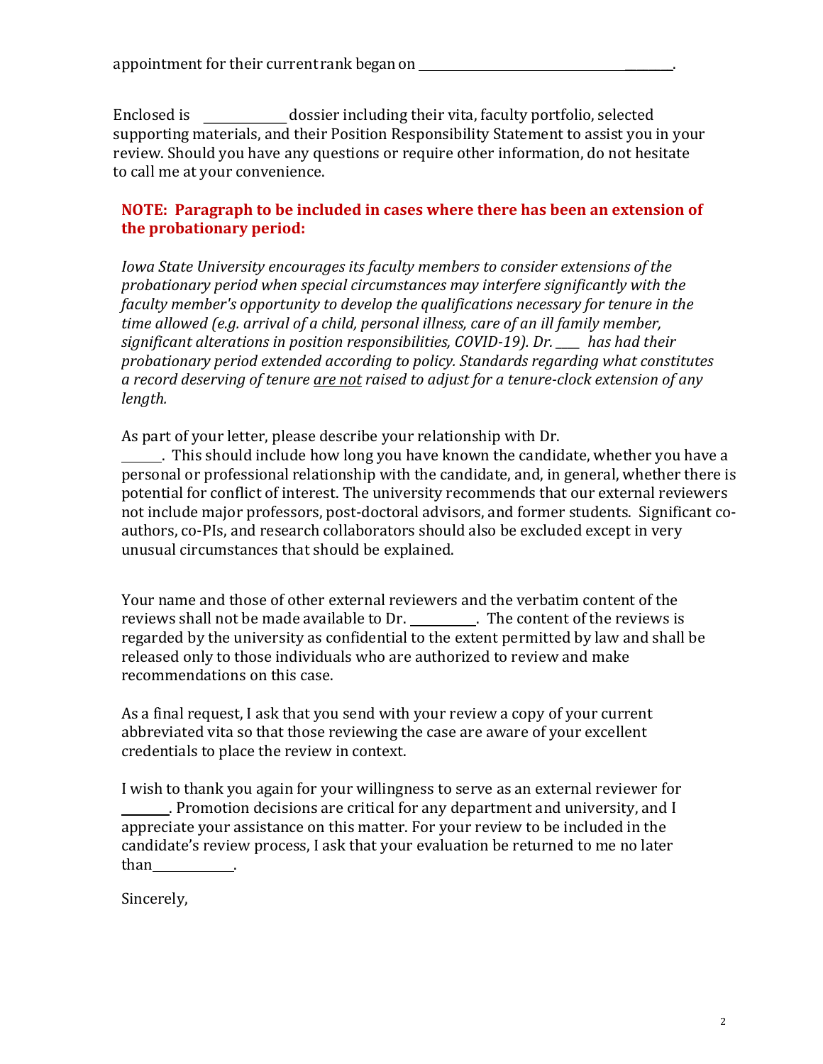appointment for their current rank began on ____________________________________.

Enclosed is ____________ dossier including their vita, faculty portfolio, selected supporting materials, and their Position Responsibility Statement to assist you in your review. Should you have any questions or require other information, do not hesitate to call me at your convenience.

**NOTE: Paragraph to be included in cases where there has been an extension of the probationary period:**

*Iowa State University encourages its faculty members to consider extensions of the probationary period when special circumstances may interfere significantly with the faculty member's opportunity to develop the qualifications necessary for tenure in the time allowed (e.g. arrival of a child, personal illness, care of an ill family member, significant alterations in position responsibilities, COVID-19). Dr. ____ has had their probationary period extended according to policy. Standards regarding what constitutes a record deserving of tenure <u>are not</u> raised to adjust for a tenure-clock extension of any length.*

As part of your letter, please describe your relationship with Dr. ______. This should include how long you have known the candidate, whether you have a personal or professional relationship with the candidate, and, in general, whether there is potential for conflict of interest. The university recommends that our external reviewers not include major professors, post-doctoral advisors, and former students. Significant co-authors, co-PIs, and research collaborators should also be excluded except in very unusual circumstances that should be explained.

Your name and those of other external reviewers and the verbatim content of the reviews shall not be made available to Dr. __________. The content of the reviews is regarded by the university as confidential to the extent permitted by law and shall be released only to those individuals who are authorized to review and make recommendations on this case.

As a final request, I ask that you send with your review a copy of your current abbreviated vita so that those reviewing the case are aware of your excellent credentials to place the review in context.

I wish to thank you again for your willingness to serve as an external reviewer for ________. Promotion decisions are critical for any department and university, and I appreciate your assistance on this matter. For your review to be included in the candidate's review process, I ask that your evaluation be returned to me no later than____________.

Sincerely,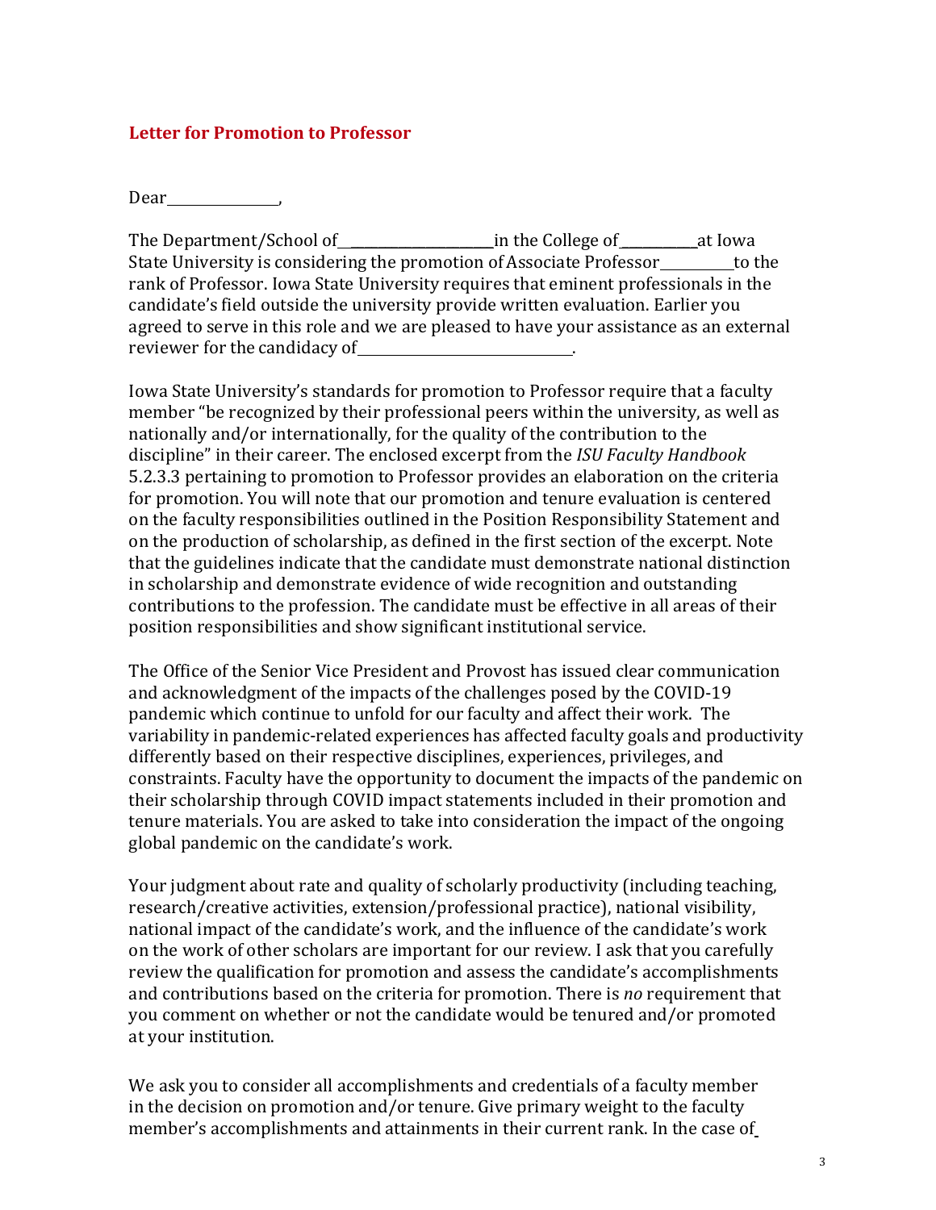## Letter for Promotion to Professor

Dear ______________,

The Department/School of____________________in the College of__________at Iowa State University is considering the promotion of Associate Professor__________to the rank of Professor. Iowa State University requires that eminent professionals in the candidate's field outside the university provide written evaluation. Earlier you agreed to serve in this role and we are pleased to have your assistance as an external reviewer for the candidacy of____________________________.

Iowa State University's standards for promotion to Professor require that a faculty member "be recognized by their professional peers within the university, as well as nationally and/or internationally, for the quality of the contribution to the discipline" in their career. The enclosed excerpt from the *ISU Faculty Handbook* 5.2.3.3 pertaining to promotion to Professor provides an elaboration on the criteria for promotion. You will note that our promotion and tenure evaluation is centered on the faculty responsibilities outlined in the Position Responsibility Statement and on the production of scholarship, as defined in the first section of the excerpt. Note that the guidelines indicate that the candidate must demonstrate national distinction in scholarship and demonstrate evidence of wide recognition and outstanding contributions to the profession. The candidate must be effective in all areas of their position responsibilities and show significant institutional service.

The Office of the Senior Vice President and Provost has issued clear communication and acknowledgment of the impacts of the challenges posed by the COVID-19 pandemic which continue to unfold for our faculty and affect their work. The variability in pandemic-related experiences has affected faculty goals and productivity differently based on their respective disciplines, experiences, privileges, and constraints. Faculty have the opportunity to document the impacts of the pandemic on their scholarship through COVID impact statements included in their promotion and tenure materials. You are asked to take into consideration the impact of the ongoing global pandemic on the candidate's work.

Your judgment about rate and quality of scholarly productivity (including teaching, research/creative activities, extension/professional practice), national visibility, national impact of the candidate's work, and the influence of the candidate's work on the work of other scholars are important for our review. I ask that you carefully review the qualification for promotion and assess the candidate's accomplishments and contributions based on the criteria for promotion. There is *no* requirement that you comment on whether or not the candidate would be tenured and/or promoted at your institution.

We ask you to consider all accomplishments and credentials of a faculty member in the decision on promotion and/or tenure. Give primary weight to the faculty member's accomplishments and attainments in their current rank. In the case of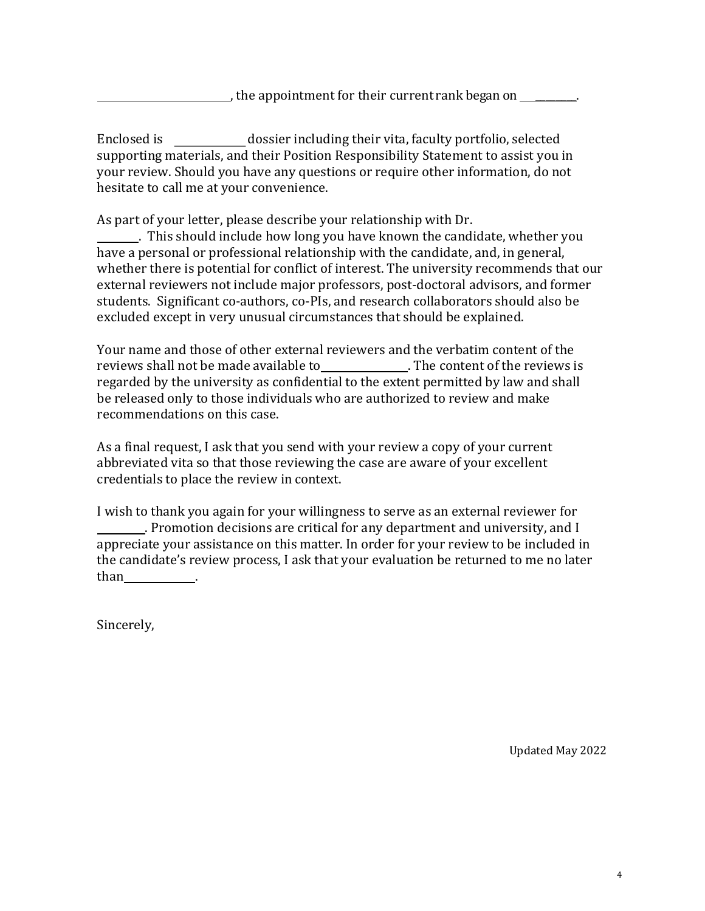\_\_\_\_\_\_\_\_\_\_\_\_\_\_\_\_\_\_\_\_\_\_\_\_, the appointment for their current rank began on \_\_\_\_\_\_\_\_\_\_.

Enclosed is \_\_\_\_\_\_\_\_\_\_\_\_\_ dossier including their vita, faculty portfolio, selected supporting materials, and their Position Responsibility Statement to assist you in your review. Should you have any questions or require other information, do not hesitate to call me at your convenience.

As part of your letter, please describe your relationship with Dr. \_\_\_\_\_\_\_\_. This should include how long you have known the candidate, whether you have a personal or professional relationship with the candidate, and, in general, whether there is potential for conflict of interest. The university recommends that our external reviewers not include major professors, post-doctoral advisors, and former students. Significant co-authors, co-PIs, and research collaborators should also be excluded except in very unusual circumstances that should be explained.

Your name and those of other external reviewers and the verbatim content of the reviews shall not be made available to \_\_\_\_\_\_\_\_\_\_\_\_\_\_\_\_. The content of the reviews is regarded by the university as confidential to the extent permitted by law and shall be released only to those individuals who are authorized to review and make recommendations on this case.

As a final request, I ask that you send with your review a copy of your current abbreviated vita so that those reviewing the case are aware of your excellent credentials to place the review in context.

I wish to thank you again for your willingness to serve as an external reviewer for \_\_\_\_\_\_\_\_\_. Promotion decisions are critical for any department and university, and I appreciate your assistance on this matter. In order for your review to be included in the candidate's review process, I ask that your evaluation be returned to me no later than \_\_\_\_\_\_\_\_\_\_\_\_\_.

Sincerely,

Updated May 2022